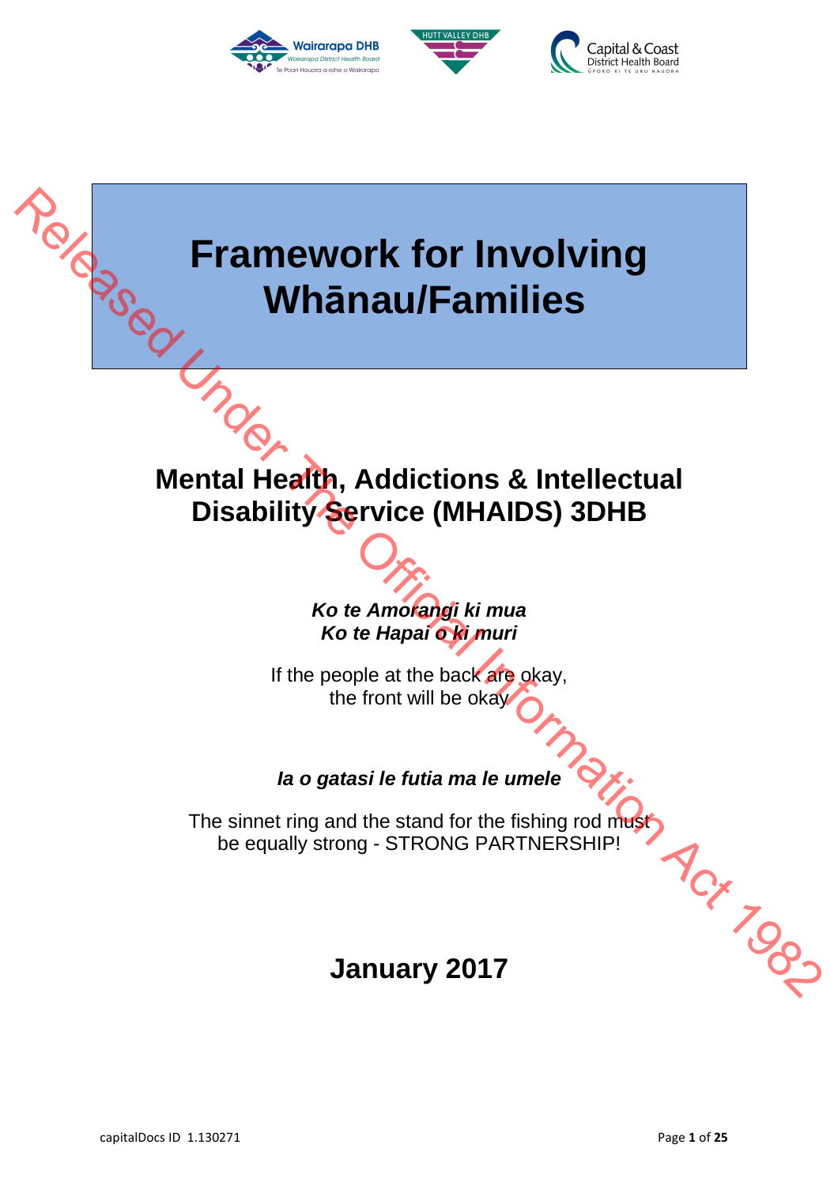# Framework for Involving Whānau/Families

## Mental Health, Addictions & Intellectual Disability Service (MHAIDS) 3DHB

***Ko te Amorangi ki mua***
***Ko te Hapai o ki muri***

If the people at the back are okay,
the front will be okay

***Ia o gatasi le futia ma le umele***

The sinnet ring and the stand for the fishing rod must be equally strong - STRONG PARTNERSHIP!

## January 2017

capitalDocs ID 1.130271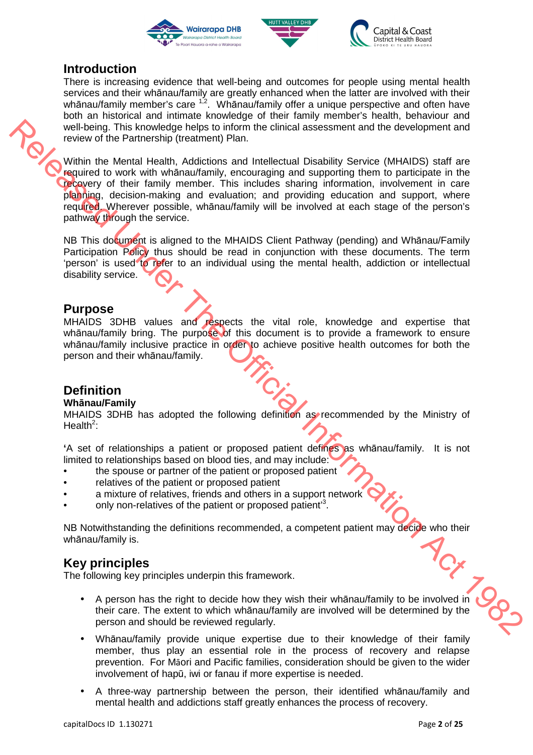## Introduction

There is increasing evidence that well-being and outcomes for people using mental health services and their whānau/family are greatly enhanced when the latter are involved with their whānau/family member's care [1,2]. Whānau/family offer a unique perspective and often have both an historical and intimate knowledge of their family member's health, behaviour and well-being. This knowledge helps to inform the clinical assessment and the development and review of the Partnership (treatment) Plan.

Within the Mental Health, Addictions and Intellectual Disability Service (MHAIDS) staff are required to work with whānau/family, encouraging and supporting them to participate in the recovery of their family member. This includes sharing information, involvement in care planning, decision-making and evaluation; and providing education and support, where required. Wherever possible, whānau/family will be involved at each stage of the person's pathway through the service.

NB This document is aligned to the MHAIDS Client Pathway (pending) and Whānau/Family Participation Policy thus should be read in conjunction with these documents. The term 'person' is used to refer to an individual using the mental health, addiction or intellectual disability service.

## Purpose

MHAIDS 3DHB values and respects the vital role, knowledge and expertise that whānau/family bring. The purpose of this document is to provide a framework to ensure whānau/family inclusive practice in order to achieve positive health outcomes for both the person and their whānau/family.

## Definition

**Whānau/Family**

MHAIDS 3DHB has adopted the following definition as recommended by the Ministry of Health[2]:

**'**A set of relationships a patient or proposed patient defines as whānau/family. It is not limited to relationships based on blood ties, and may include:

- the spouse or partner of the patient or proposed patient
- relatives of the patient or proposed patient
- a mixture of relatives, friends and others in a support network
- only non-relatives of the patient or proposed patient'[3].

NB Notwithstanding the definitions recommended, a competent patient may decide who their whānau/family is.

## Key principles

The following key principles underpin this framework.

- A person has the right to decide how they wish their whānau/family to be involved in their care. The extent to which whānau/family are involved will be determined by the person and should be reviewed regularly.
- Whānau/family provide unique expertise due to their knowledge of their family member, thus play an essential role in the process of recovery and relapse prevention. For Māori and Pacific families, consideration should be given to the wider involvement of hapū, iwi or fanau if more expertise is needed.
- A three-way partnership between the person, their identified whānau/family and mental health and addictions staff greatly enhances the process of recovery.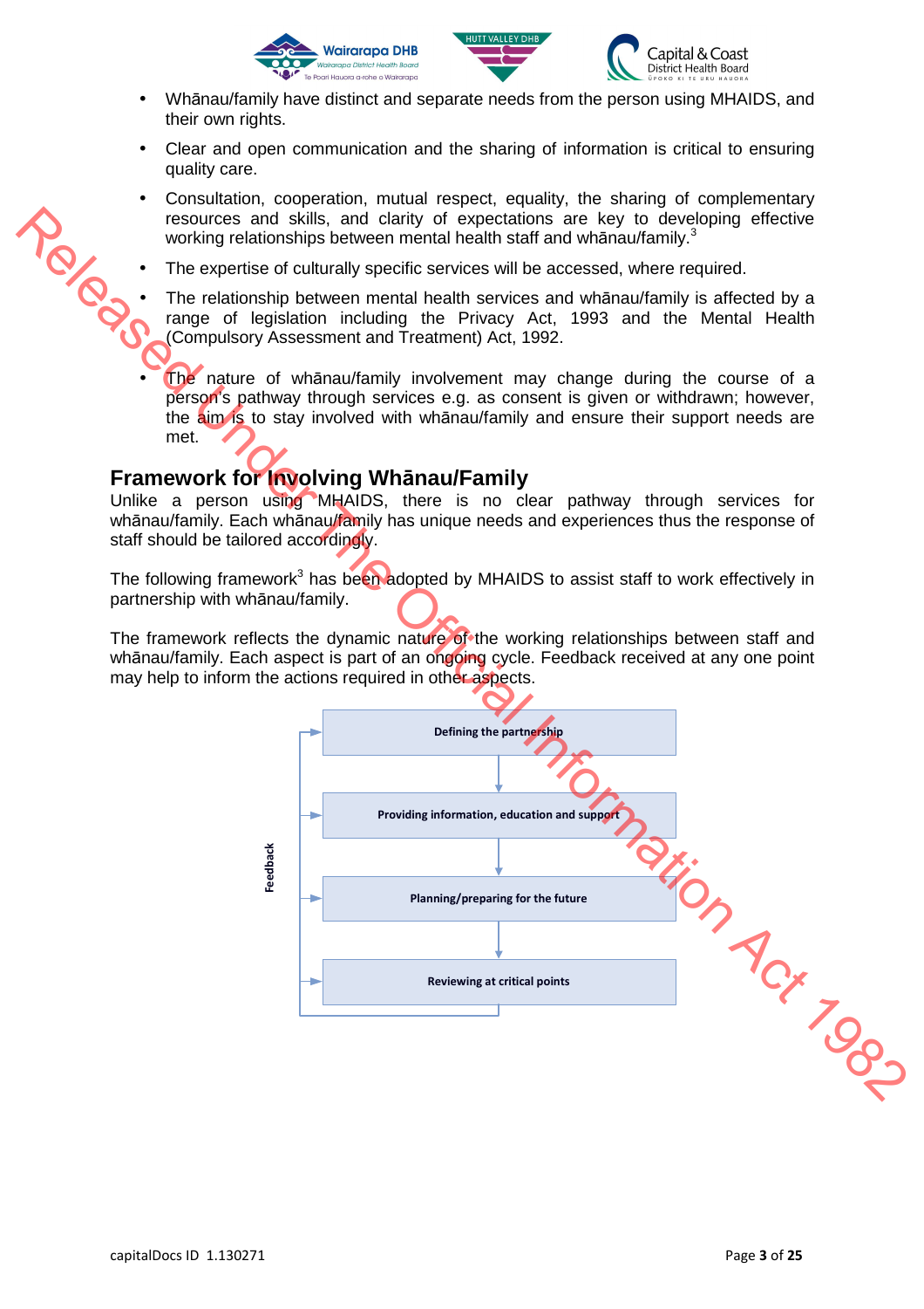- Whānau/family have distinct and separate needs from the person using MHAIDS, and their own rights.
- Clear and open communication and the sharing of information is critical to ensuring quality care.
- Consultation, cooperation, mutual respect, equality, the sharing of complementary resources and skills, and clarity of expectations are key to developing effective working relationships between mental health staff and whānau/family.[3]
- The expertise of culturally specific services will be accessed, where required.
- The relationship between mental health services and whānau/family is affected by a range of legislation including the Privacy Act, 1993 and the Mental Health (Compulsory Assessment and Treatment) Act, 1992.
- The nature of whānau/family involvement may change during the course of a person's pathway through services e.g. as consent is given or withdrawn; however, the aim is to stay involved with whānau/family and ensure their support needs are met.

## Framework for Involving Whānau/Family

Unlike a person using MHAIDS, there is no clear pathway through services for whānau/family. Each whānau/family has unique needs and experiences thus the response of staff should be tailored accordingly.

The following framework[3] has been adopted by MHAIDS to assist staff to work effectively in partnership with whānau/family.

The framework reflects the dynamic nature of the working relationships between staff and whānau/family. Each aspect is part of an ongoing cycle. Feedback received at any one point may help to inform the actions required in other aspects.

**Defining the partnership**
↓
**Providing information, education and support**
↓
**Planning/preparing for the future**
↓
**Reviewing at critical points**

(Feedback loop returns to each stage)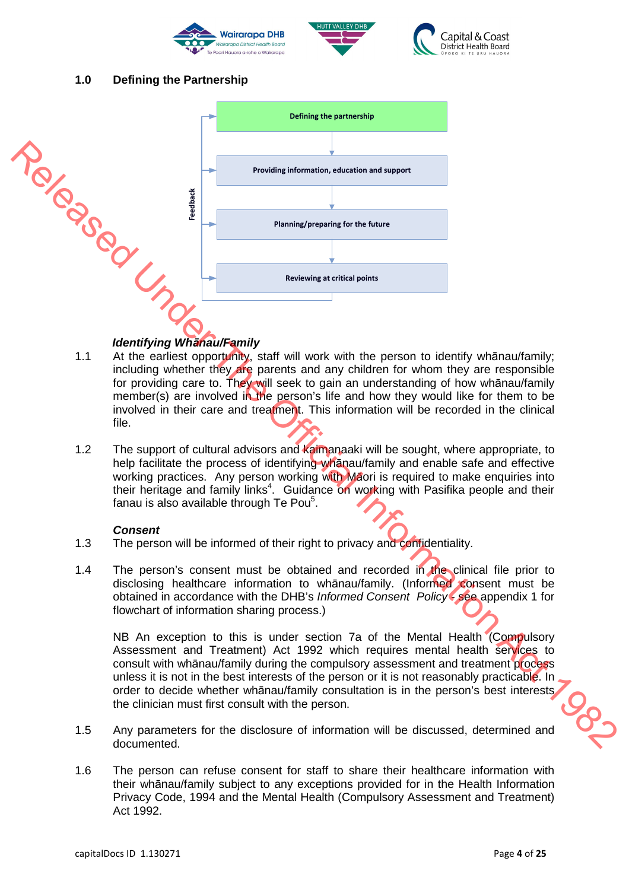## 1.0 Defining the Partnership

Defining the partnership → Providing information, education and support → Planning/preparing for the future → Reviewing at critical points (Feedback)

***Identifying Whānau/Family***

1.1 At the earliest opportunity, staff will work with the person to identify whānau/family; including whether they are parents and any children for whom they are responsible for providing care to. They will seek to gain an understanding of how whānau/family member(s) are involved in the person's life and how they would like for them to be involved in their care and treatment. This information will be recorded in the clinical file.

1.2 The support of cultural advisors and kaimanaaki will be sought, where appropriate, to help facilitate the process of identifying whānau/family and enable safe and effective working practices. Any person working with Māori is required to make enquiries into their heritage and family links[4]. Guidance on working with Pasifika people and their fanau is also available through Te Pou[5].

***Consent***

1.3 The person will be informed of their right to privacy and confidentiality.

1.4 The person's consent must be obtained and recorded in the clinical file prior to disclosing healthcare information to whānau/family. (Informed consent must be obtained in accordance with the DHB's *Informed Consent Policy* - see appendix 1 for flowchart of information sharing process.)

NB An exception to this is under section 7a of the Mental Health (Compulsory Assessment and Treatment) Act 1992 which requires mental health services to consult with whānau/family during the compulsory assessment and treatment process unless it is not in the best interests of the person or it is not reasonably practicable. In order to decide whether whānau/family consultation is in the person's best interests the clinician must first consult with the person.

1.5 Any parameters for the disclosure of information will be discussed, determined and documented.

1.6 The person can refuse consent for staff to share their healthcare information with their whānau/family subject to any exceptions provided for in the Health Information Privacy Code, 1994 and the Mental Health (Compulsory Assessment and Treatment) Act 1992.

capitalDocs ID 1.130271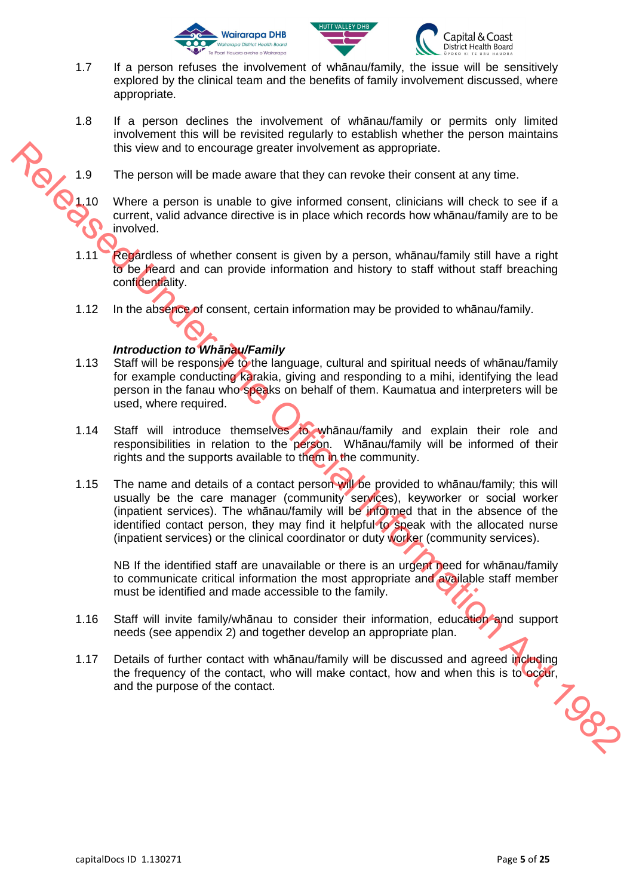1.7 If a person refuses the involvement of whānau/family, the issue will be sensitively explored by the clinical team and the benefits of family involvement discussed, where appropriate.

1.8 If a person declines the involvement of whānau/family or permits only limited involvement this will be revisited regularly to establish whether the person maintains this view and to encourage greater involvement as appropriate.

1.9 The person will be made aware that they can revoke their consent at any time.

1.10 Where a person is unable to give informed consent, clinicians will check to see if a current, valid advance directive is in place which records how whānau/family are to be involved.

1.11 Regardless of whether consent is given by a person, whānau/family still have a right to be heard and can provide information and history to staff without staff breaching confidentiality.

1.12 In the absence of consent, certain information may be provided to whānau/family.

***Introduction to Whānau/Family***

1.13 Staff will be responsive to the language, cultural and spiritual needs of whānau/family for example conducting karakia, giving and responding to a mihi, identifying the lead person in the fanau who speaks on behalf of them. Kaumatua and interpreters will be used, where required.

1.14 Staff will introduce themselves to whānau/family and explain their role and responsibilities in relation to the person. Whānau/family will be informed of their rights and the supports available to them in the community.

1.15 The name and details of a contact person will be provided to whānau/family; this will usually be the care manager (community services), keyworker or social worker (inpatient services). The whānau/family will be informed that in the absence of the identified contact person, they may find it helpful to speak with the allocated nurse (inpatient services) or the clinical coordinator or duty worker (community services).

NB If the identified staff are unavailable or there is an urgent need for whānau/family to communicate critical information the most appropriate and available staff member must be identified and made accessible to the family.

1.16 Staff will invite family/whānau to consider their information, education and support needs (see appendix 2) and together develop an appropriate plan.

1.17 Details of further contact with whānau/family will be discussed and agreed including the frequency of the contact, who will make contact, how and when this is to occur, and the purpose of the contact.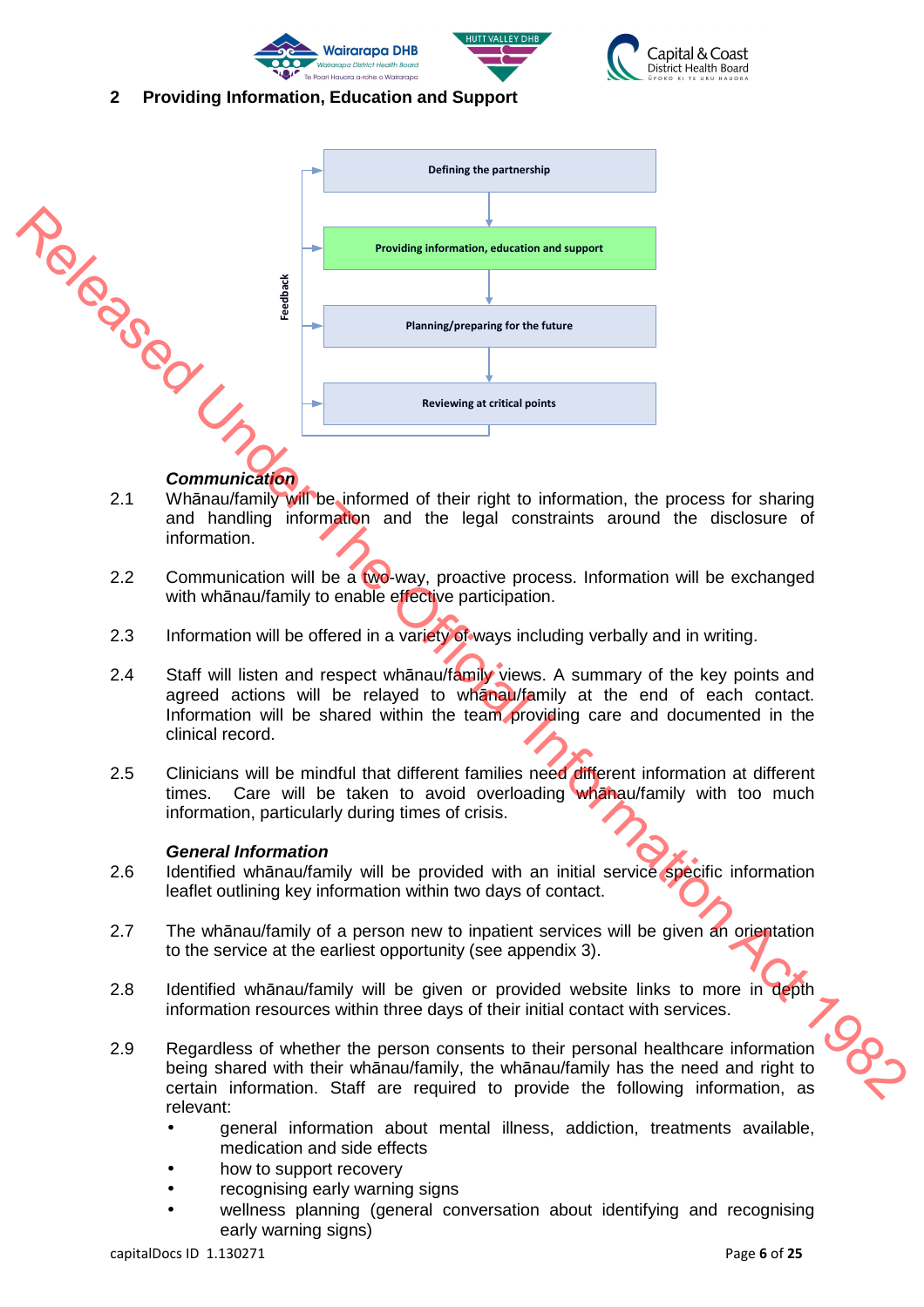## 2 Providing Information, Education and Support

- Defining the partnership
- **Providing information, education and support**
- Planning/preparing for the future
- Reviewing at critical points

Feedback

### *Communication*

2.1 Whānau/family will be informed of their right to information, the process for sharing and handling information and the legal constraints around the disclosure of information.

2.2 Communication will be a two-way, proactive process. Information will be exchanged with whānau/family to enable effective participation.

2.3 Information will be offered in a variety of ways including verbally and in writing.

2.4 Staff will listen and respect whānau/family views. A summary of the key points and agreed actions will be relayed to whānau/family at the end of each contact. Information will be shared within the team providing care and documented in the clinical record.

2.5 Clinicians will be mindful that different families need different information at different times. Care will be taken to avoid overloading whānau/family with too much information, particularly during times of crisis.

### *General Information*

2.6 Identified whānau/family will be provided with an initial service specific information leaflet outlining key information within two days of contact.

2.7 The whānau/family of a person new to inpatient services will be given an orientation to the service at the earliest opportunity (see appendix 3).

2.8 Identified whānau/family will be given or provided website links to more in depth information resources within three days of their initial contact with services.

2.9 Regardless of whether the person consents to their personal healthcare information being shared with their whānau/family, the whānau/family has the need and right to certain information. Staff are required to provide the following information, as relevant:

- general information about mental illness, addiction, treatments available, medication and side effects
- how to support recovery
- recognising early warning signs
- wellness planning (general conversation about identifying and recognising early warning signs)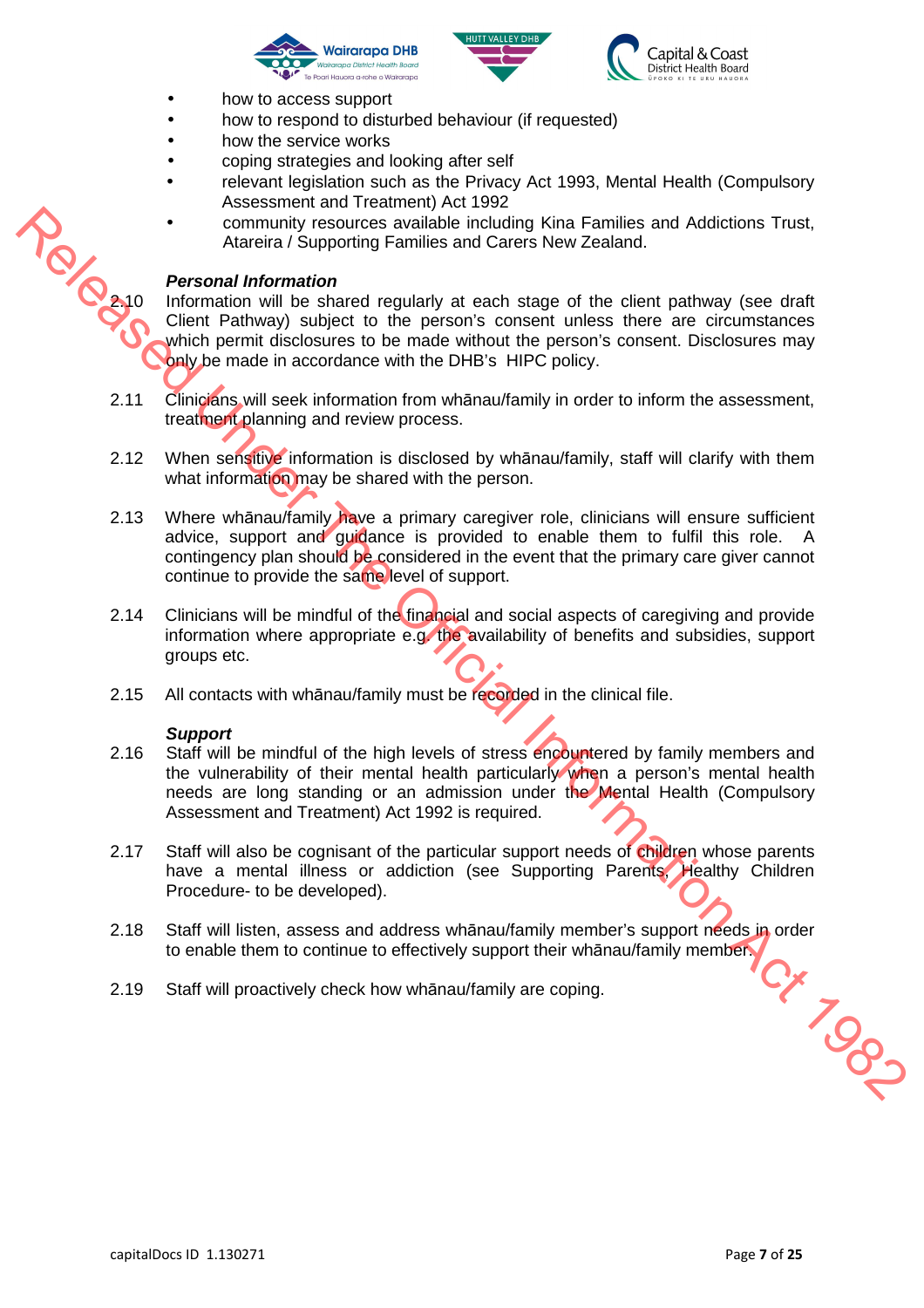- how to access support
- how to respond to disturbed behaviour (if requested)
- how the service works
- coping strategies and looking after self
- relevant legislation such as the Privacy Act 1993, Mental Health (Compulsory Assessment and Treatment) Act 1992
- community resources available including Kina Families and Addictions Trust, Atareira / Supporting Families and Carers New Zealand.

***Personal Information***

2.10 Information will be shared regularly at each stage of the client pathway (see draft Client Pathway) subject to the person's consent unless there are circumstances which permit disclosures to be made without the person's consent. Disclosures may only be made in accordance with the DHB's HIPC policy.

2.11 Clinicians will seek information from whānau/family in order to inform the assessment, treatment planning and review process.

2.12 When sensitive information is disclosed by whānau/family, staff will clarify with them what information may be shared with the person.

2.13 Where whānau/family have a primary caregiver role, clinicians will ensure sufficient advice, support and guidance is provided to enable them to fulfil this role. A contingency plan should be considered in the event that the primary care giver cannot continue to provide the same level of support.

2.14 Clinicians will be mindful of the financial and social aspects of caregiving and provide information where appropriate e.g. the availability of benefits and subsidies, support groups etc.

2.15 All contacts with whānau/family must be recorded in the clinical file.

***Support***

2.16 Staff will be mindful of the high levels of stress encountered by family members and the vulnerability of their mental health particularly when a person's mental health needs are long standing or an admission under the Mental Health (Compulsory Assessment and Treatment) Act 1992 is required.

2.17 Staff will also be cognisant of the particular support needs of children whose parents have a mental illness or addiction (see Supporting Parents, Healthy Children Procedure- to be developed).

2.18 Staff will listen, assess and address whānau/family member's support needs in order to enable them to continue to effectively support their whānau/family member.

2.19 Staff will proactively check how whānau/family are coping.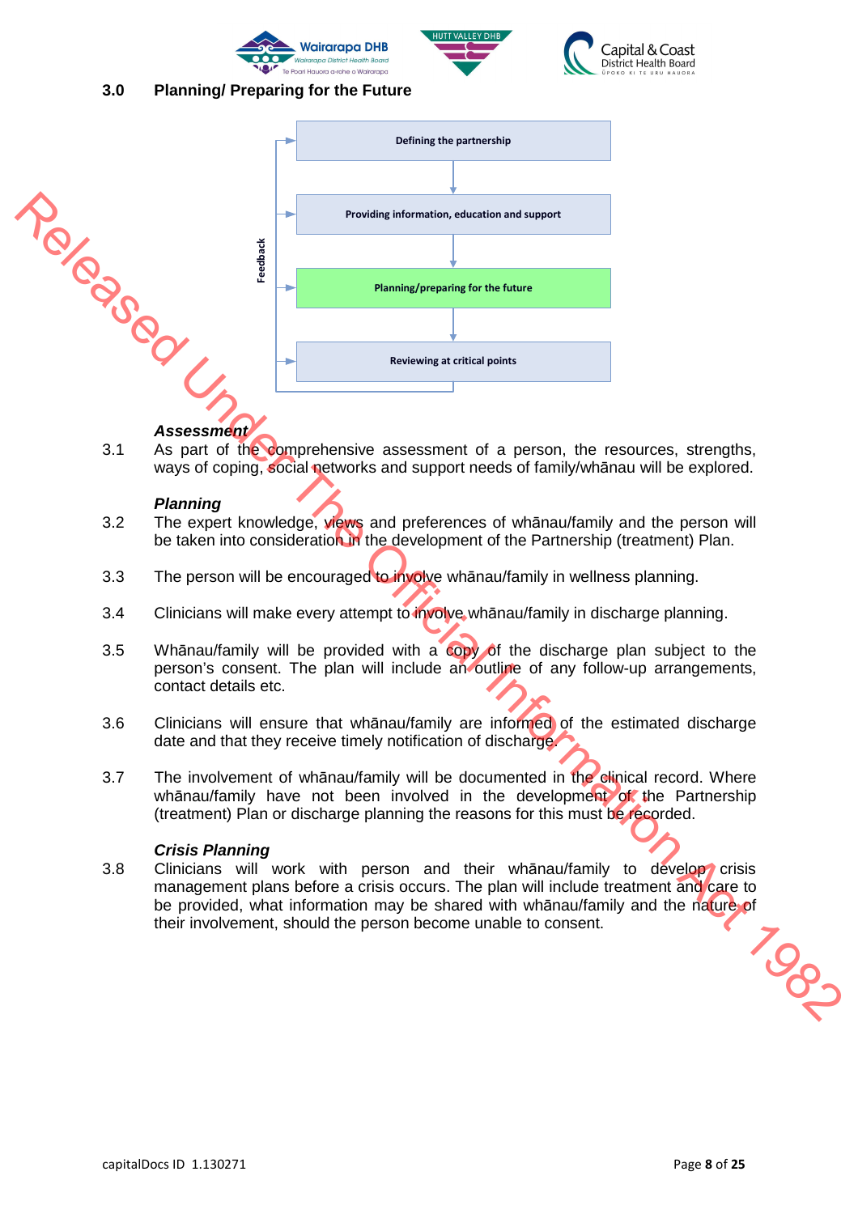## 3.0 Planning/ Preparing for the Future

Defining the partnership → Providing information, education and support → Planning/preparing for the future → Reviewing at critical points (Feedback)

***Assessment***

3.1 As part of the comprehensive assessment of a person, the resources, strengths, ways of coping, social networks and support needs of family/whānau will be explored.

***Planning***

3.2 The expert knowledge, views and preferences of whānau/family and the person will be taken into consideration in the development of the Partnership (treatment) Plan.

3.3 The person will be encouraged to involve whānau/family in wellness planning.

3.4 Clinicians will make every attempt to involve whānau/family in discharge planning.

3.5 Whānau/family will be provided with a copy of the discharge plan subject to the person's consent. The plan will include an outline of any follow-up arrangements, contact details etc.

3.6 Clinicians will ensure that whānau/family are informed of the estimated discharge date and that they receive timely notification of discharge.

3.7 The involvement of whānau/family will be documented in the clinical record. Where whānau/family have not been involved in the development of the Partnership (treatment) Plan or discharge planning the reasons for this must be recorded.

***Crisis Planning***

3.8 Clinicians will work with person and their whānau/family to develop crisis management plans before a crisis occurs. The plan will include treatment and care to be provided, what information may be shared with whānau/family and the nature of their involvement, should the person become unable to consent.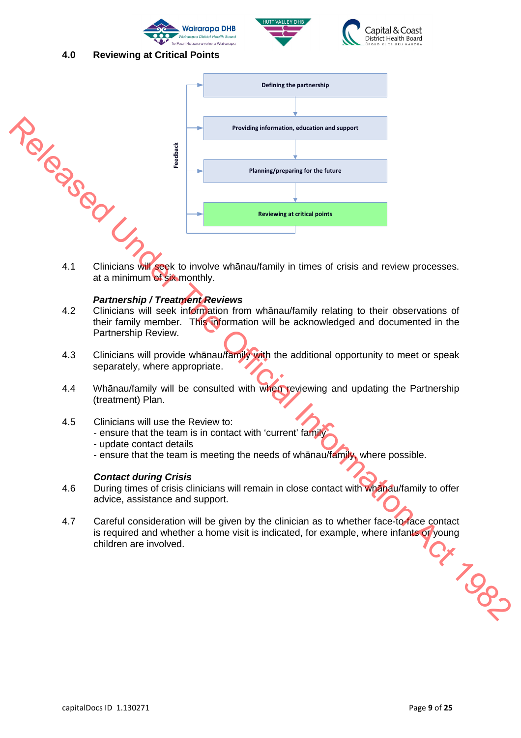## 4.0 Reviewing at Critical Points

Defining the partnership

Providing information, education and support

Planning/preparing for the future

Reviewing at critical points

Feedback

4.1 Clinicians will seek to involve whānau/family in times of crisis and review processes. at a minimum of six monthly.

***Partnership / Treatment Reviews***

4.2 Clinicians will seek information from whānau/family relating to their observations of their family member. This information will be acknowledged and documented in the Partnership Review.

4.3 Clinicians will provide whānau/family with the additional opportunity to meet or speak separately, where appropriate.

4.4 Whānau/family will be consulted with when reviewing and updating the Partnership (treatment) Plan.

4.5 Clinicians will use the Review to:
- ensure that the team is in contact with 'current' family
- update contact details
- ensure that the team is meeting the needs of whānau/family, where possible.

***Contact during Crisis***

4.6 During times of crisis clinicians will remain in close contact with whānau/family to offer advice, assistance and support.

4.7 Careful consideration will be given by the clinician as to whether face-to-face contact is required and whether a home visit is indicated, for example, where infants or young children are involved.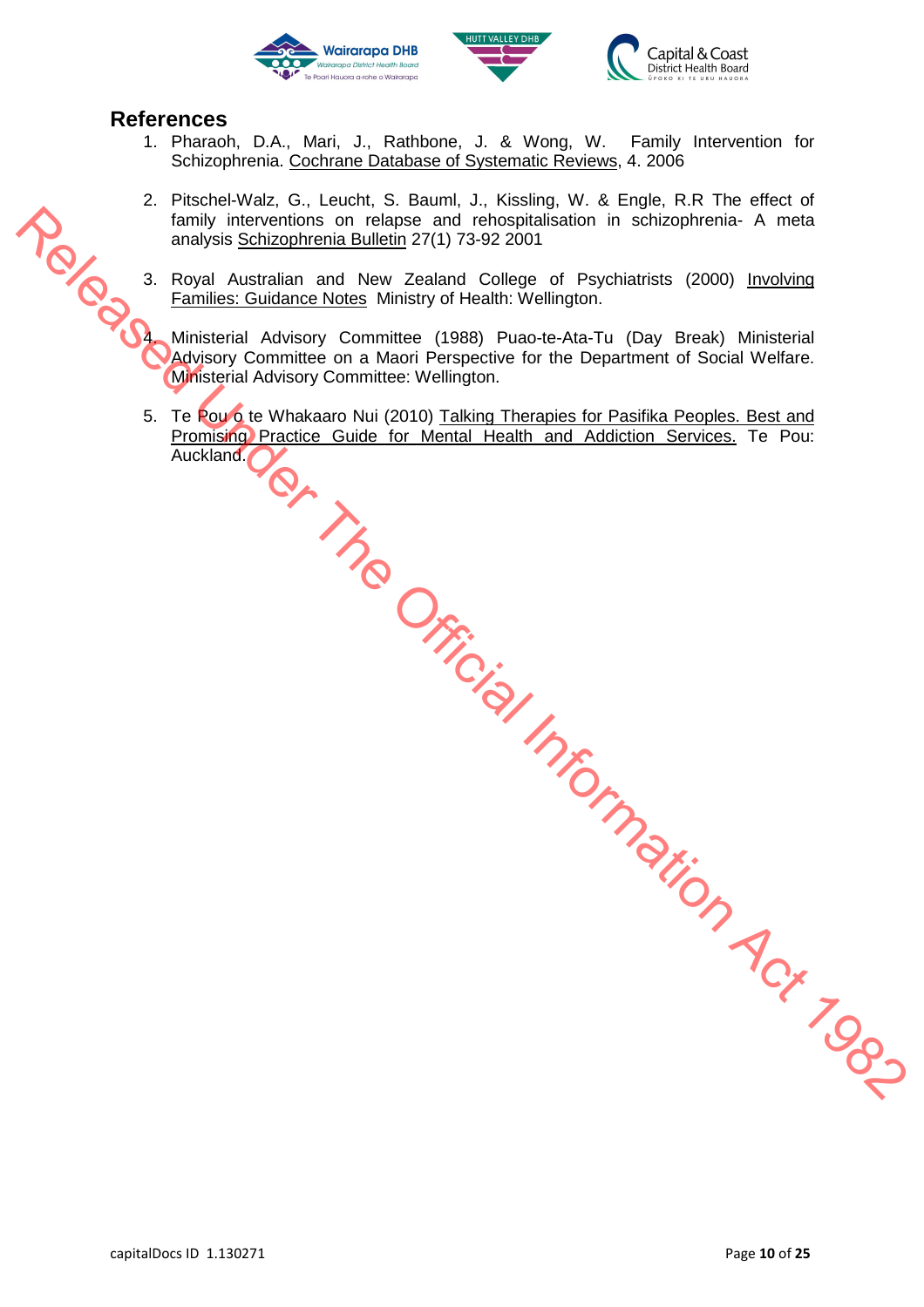## References

1. Pharaoh, D.A., Mari, J., Rathbone, J. & Wong, W. Family Intervention for Schizophrenia. Cochrane Database of Systematic Reviews, 4. 2006

2. Pitschel-Walz, G., Leucht, S. Bauml, J., Kissling, W. & Engle, R.R The effect of family interventions on relapse and rehospitalisation in schizophrenia- A meta analysis Schizophrenia Bulletin 27(1) 73-92 2001

3. Royal Australian and New Zealand College of Psychiatrists (2000) Involving Families: Guidance Notes Ministry of Health: Wellington.

4. Ministerial Advisory Committee (1988) Puao-te-Ata-Tu (Day Break) Ministerial Advisory Committee on a Maori Perspective for the Department of Social Welfare. Ministerial Advisory Committee: Wellington.

5. Te Pou o te Whakaaro Nui (2010) Talking Therapies for Pasifika Peoples. Best and Promising Practice Guide for Mental Health and Addiction Services. Te Pou: Auckland.

Released Under The Official Information Act 1982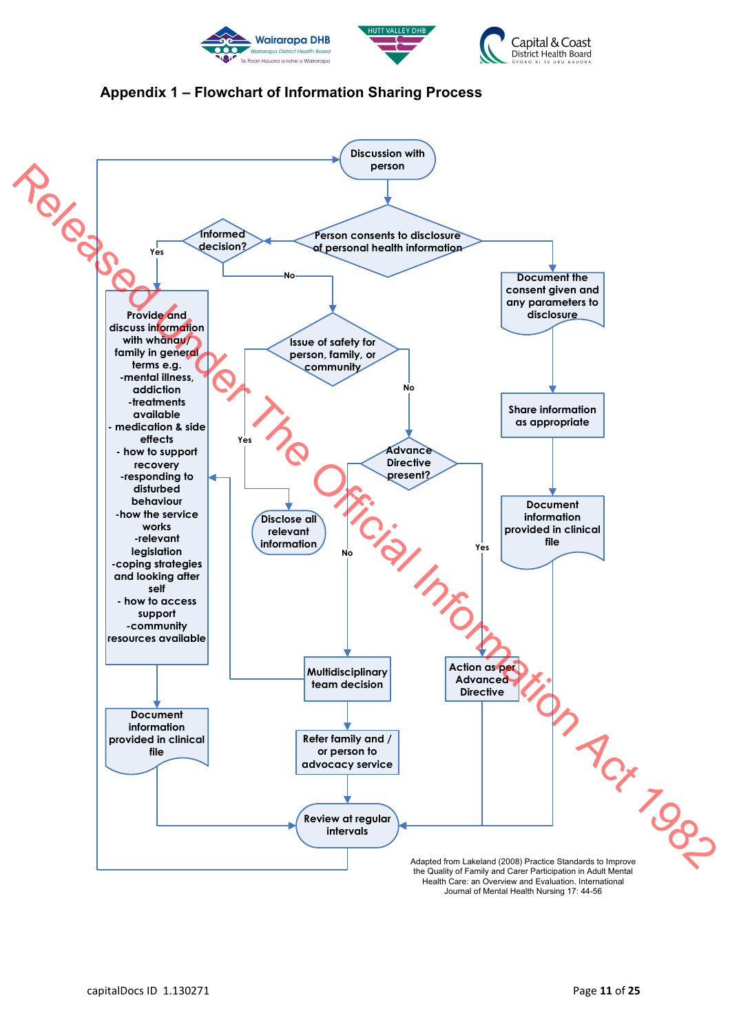## Appendix 1 – Flowchart of Information Sharing Process

Discussion with person

Person consents to disclosure of personal health information

Informed decision?

Yes

Provide and discuss information with whanau/ family in general terms e.g.
- mental illness, addiction
- treatments available
- medication & side effects
- how to support recovery
- responding to disturbed behaviour
- how the service works
- relevant legislation
- coping strategies and looking after self
- how to access support
- community resources available

Document information provided in clinical file

No

Issue of safety for person, family, or community

Yes

Disclose all relevant information

No

Advance Directive present?

No

Multidisciplinary team decision

Refer family and / or person to advocacy service

Yes

Action as per Advanced Directive

Document the consent given and any parameters to disclosure

Share information as appropriate

Document information provided in clinical file

Review at regular intervals

Adapted from Lakeland (2008) Practice Standards to Improve the Quality of Family and Carer Participation in Adult Mental Health Care: an Overview and Evaluation. International Journal of Mental Health Nursing 17: 44-56

Released Under The Official Information Act 1982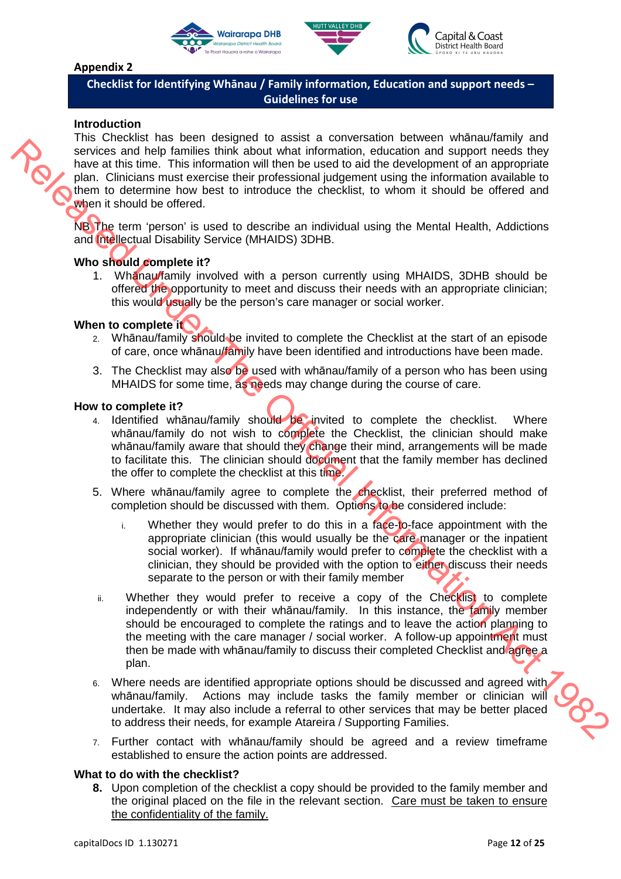## Appendix 2

**Checklist for Identifying Whānau / Family information, Education and support needs – Guidelines for use**

### Introduction

This Checklist has been designed to assist a conversation between whānau/family and services and help families think about what information, education and support needs they have at this time. This information will then be used to aid the development of an appropriate plan. Clinicians must exercise their professional judgement using the information available to them to determine how best to introduce the checklist, to whom it should be offered and when it should be offered.

NB The term 'person' is used to describe an individual using the Mental Health, Addictions and Intellectual Disability Service (MHAIDS) 3DHB.

### Who should complete it?

1. Whānau/family involved with a person currently using MHAIDS, 3DHB should be offered the opportunity to meet and discuss their needs with an appropriate clinician; this would usually be the person's care manager or social worker.

### When to complete it

2. Whānau/family should be invited to complete the Checklist at the start of an episode of care, once whānau/family have been identified and introductions have been made.
3. The Checklist may also be used with whānau/family of a person who has been using MHAIDS for some time, as needs may change during the course of care.

### How to complete it?

4. Identified whānau/family should be invited to complete the checklist. Where whānau/family do not wish to complete the Checklist, the clinician should make whānau/family aware that should they change their mind, arrangements will be made to facilitate this. The clinician should document that the family member has declined the offer to complete the checklist at this time.
5. Where whānau/family agree to complete the checklist, their preferred method of completion should be discussed with them. Options to be considered include:
    i. Whether they would prefer to do this in a face-to-face appointment with the appropriate clinician (this would usually be the care manager or the inpatient social worker). If whānau/family would prefer to complete the checklist with a clinician, they should be provided with the option to either discuss their needs separate to the person or with their family member
    ii. Whether they would prefer to receive a copy of the Checklist to complete independently or with their whānau/family. In this instance, the family member should be encouraged to complete the ratings and to leave the action planning to the meeting with the care manager / social worker. A follow-up appointment must then be made with whānau/family to discuss their completed Checklist and agree a plan.
6. Where needs are identified appropriate options should be discussed and agreed with whānau/family. Actions may include tasks the family member or clinician will undertake. It may also include a referral to other services that may be better placed to address their needs, for example Atareira / Supporting Families.
7. Further contact with whānau/family should be agreed and a review timeframe established to ensure the action points are addressed.

### What to do with the checklist?

8. Upon completion of the checklist a copy should be provided to the family member and the original placed on the file in the relevant section. Care must be taken to ensure the confidentiality of the family.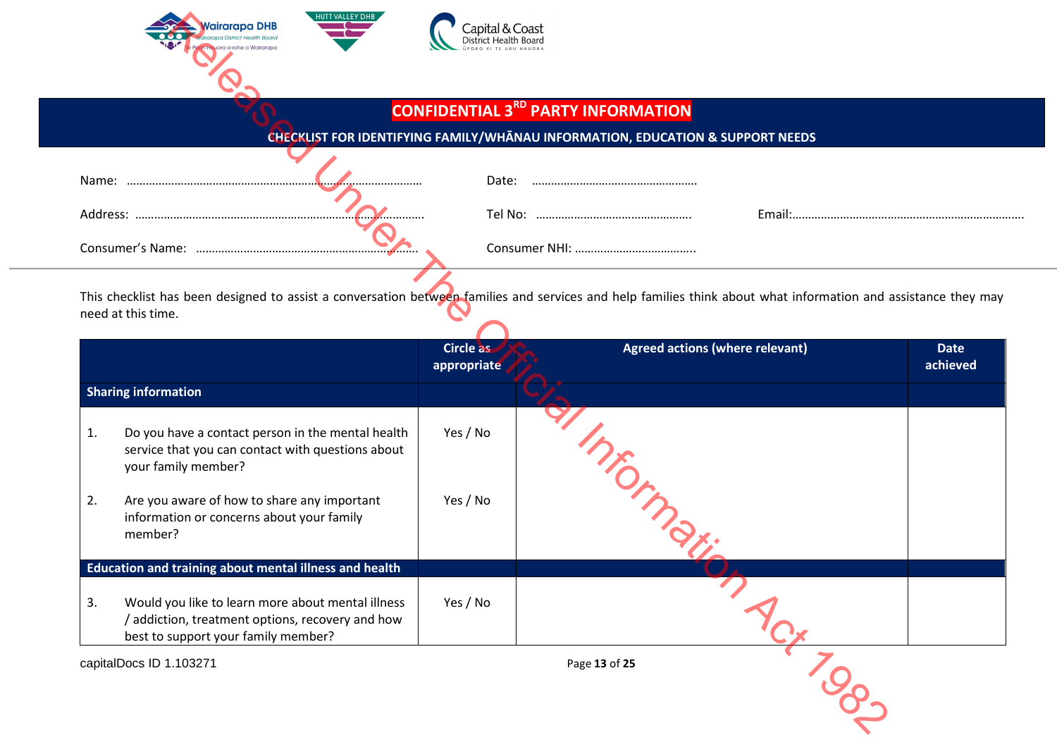# CONFIDENTIAL 3RD PARTY INFORMATION

## CHECKLIST FOR IDENTIFYING FAMILY/WHĀNAU INFORMATION, EDUCATION & SUPPORT NEEDS

Name: ………………………………………………………………………………………… Date: ………………………………………………

Address: …………………………………………………………………………………… Tel No: …………………………………………… Email:………………………………………………………………

Consumer's Name: ………………………………………………………………… Consumer NHI: ………………………………..

This checklist has been designed to assist a conversation between families and services and help families think about what information and assistance they may need at this time.

| | Circle as appropriate | Agreed actions (where relevant) | Date achieved |
|---|---|---|---|
| **Sharing information** | | | |
| 1. Do you have a contact person in the mental health service that you can contact with questions about your family member? | Yes / No | | |
| 2. Are you aware of how to share any important information or concerns about your family member? | Yes / No | | |
| **Education and training about mental illness and health** | | | |
| 3. Would you like to learn more about mental illness / addiction, treatment options, recovery and how best to support your family member? | Yes / No | | |

capitalDocs ID 1.103271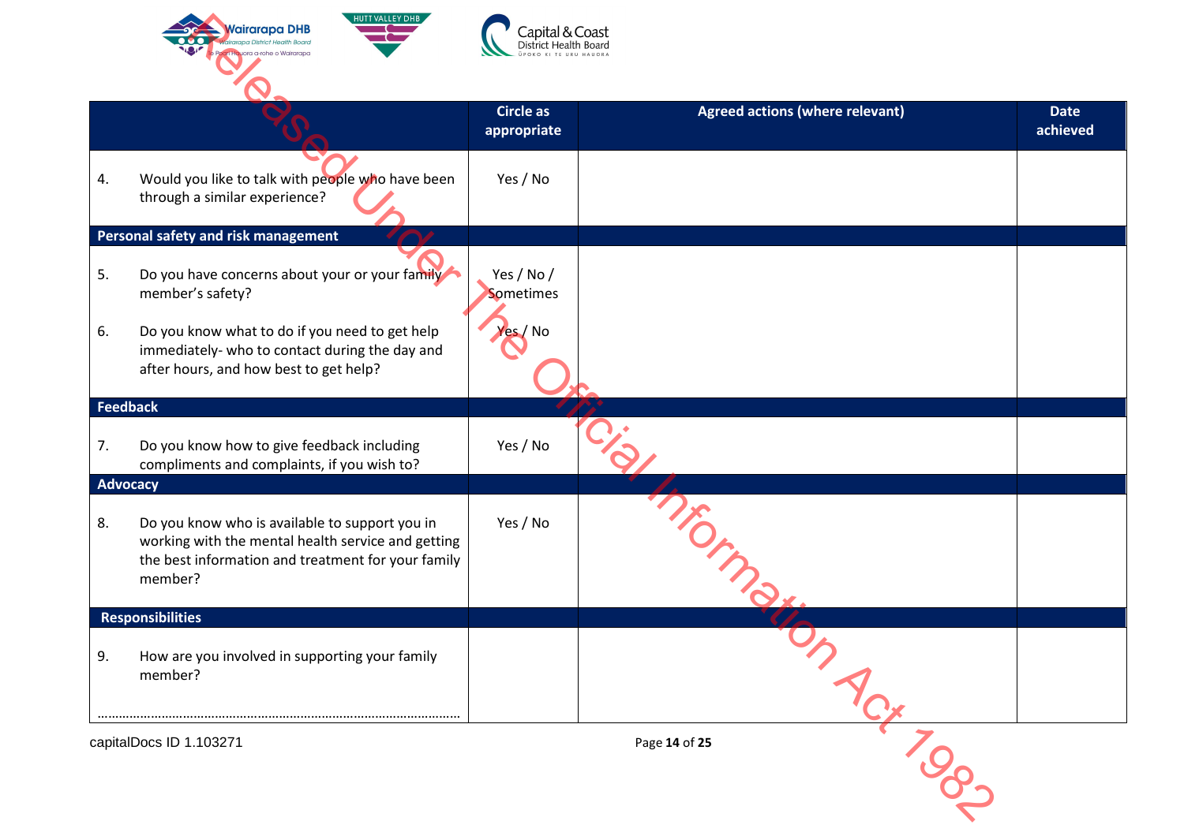| | Circle as appropriate | Agreed actions (where relevant) | Date achieved |
|---|---|---|---|
| 4. Would you like to talk with people who have been through a similar experience? | Yes / No | | |
| **Personal safety and risk management** | | | |
| 5. Do you have concerns about your or your family member's safety? | Yes / No / Sometimes | | |
| 6. Do you know what to do if you need to get help immediately- who to contact during the day and after hours, and how best to get help? | Yes / No | | |
| **Feedback** | | | |
| 7. Do you know how to give feedback including compliments and complaints, if you wish to? | Yes / No | | |
| **Advocacy** | | | |
| 8. Do you know who is available to support you in working with the mental health service and getting the best information and treatment for your family member? | Yes / No | | |
| **Responsibilities** | | | |
| 9. How are you involved in supporting your family member? ………………………………………………………………………………………… | | | |

Released Under The Official Information Act 1982

capitalDocs ID 1.103271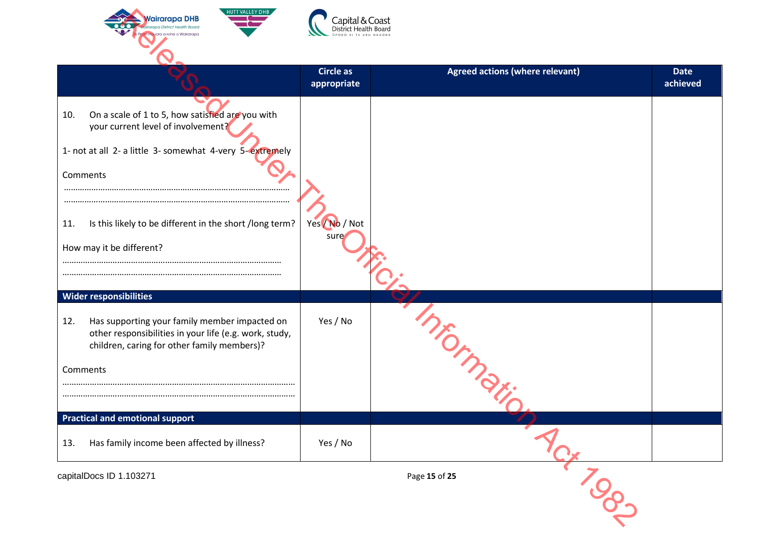| | Circle as appropriate | Agreed actions (where relevant) | Date achieved |
|---|---|---|---|
| 10. On a scale of 1 to 5, how satisfied are you with your current level of involvement?<br><br>1- not at all 2- a little 3- somewhat 4-very 5- extremely<br><br>Comments<br>……………………………………………………………………………………<br>……………………………………………………………………………………<br><br>11. Is this likely to be different in the short /long term?<br><br>How may it be different?<br>……………………………………………………………………………………<br>…………………………………………………………………………………… | <br><br><br><br><br><br><br><br>Yes / No / Not sure | | |
| **Wider responsibilities** | | | |
| 12. Has supporting your family member impacted on other responsibilities in your life (e.g. work, study, children, caring for other family members)?<br><br>Comments<br>……………………………………………………………………………………<br>…………………………………………………………………………………… | Yes / No | | |
| **Practical and emotional support** | | | |
| 13. Has family income been affected by illness? | Yes / No | | |

capitalDocs ID 1.103271

Released Under The Official Information Act 1982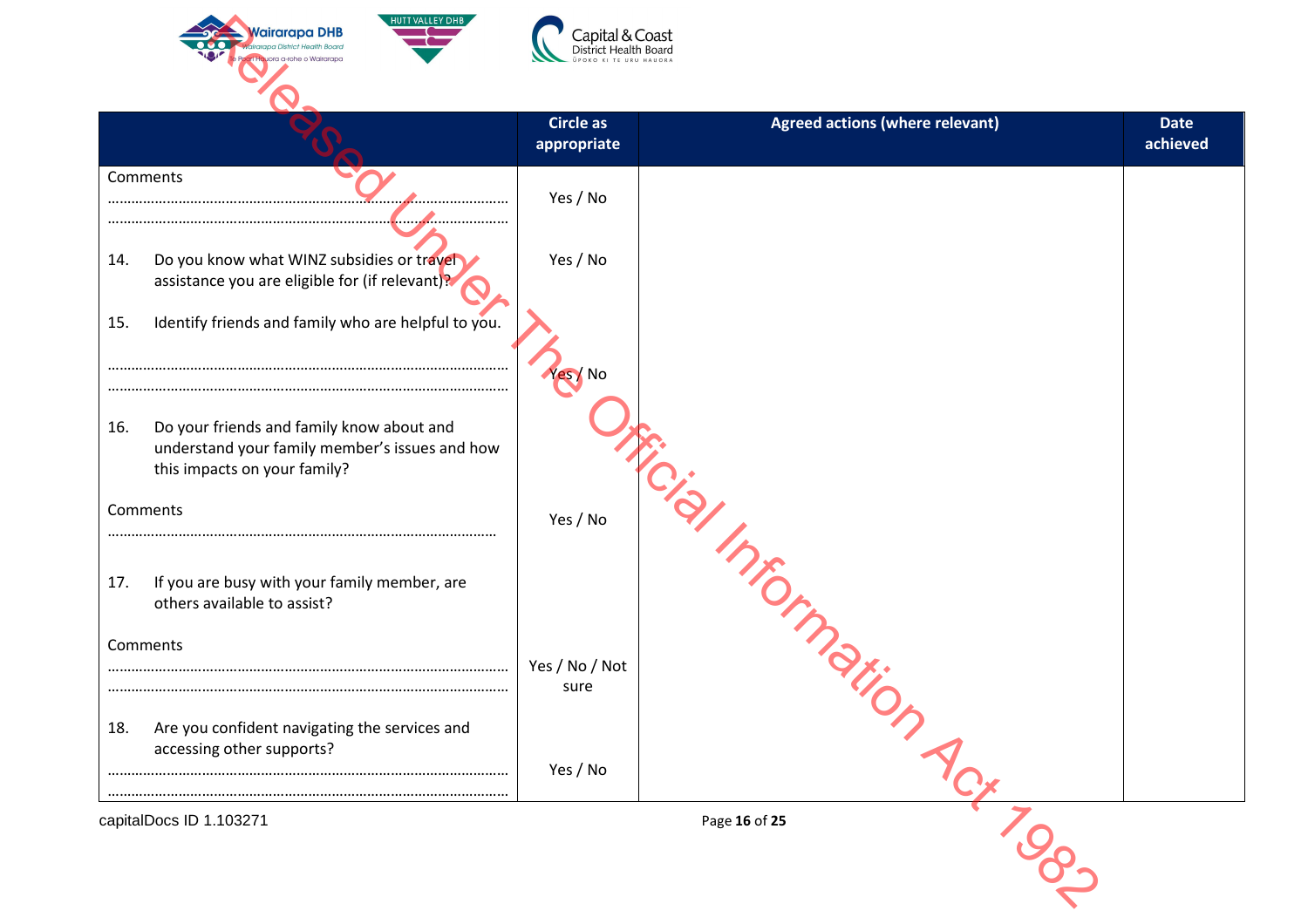| | Circle as appropriate | Agreed actions (where relevant) | Date achieved |
|---|---|---|---|
| Comments<br>………………………………………………………………………………………<br>……………………………………………………………………………………… | Yes / No | | |
| 14. Do you know what WINZ subsidies or travel assistance you are eligible for (if relevant)? | Yes / No | | |
| 15. Identify friends and family who are helpful to you.<br>………………………………………………………………………………………<br>……………………………………………………………………………………… | Yes / No | | |
| 16. Do your friends and family know about and understand your family member's issues and how this impacts on your family?<br>Comments<br>……………………………………………………………………………………… | Yes / No | | |
| 17. If you are busy with your family member, are others available to assist?<br>Comments<br>………………………………………………………………………………………<br>……………………………………………………………………………………… | Yes / No / Not sure | | |
| 18. Are you confident navigating the services and accessing other supports?<br>………………………………………………………………………………………<br>……………………………………………………………………………………… | Yes / No | | |

capitalDocs ID 1.103271

Released Under The Official Information Act 1982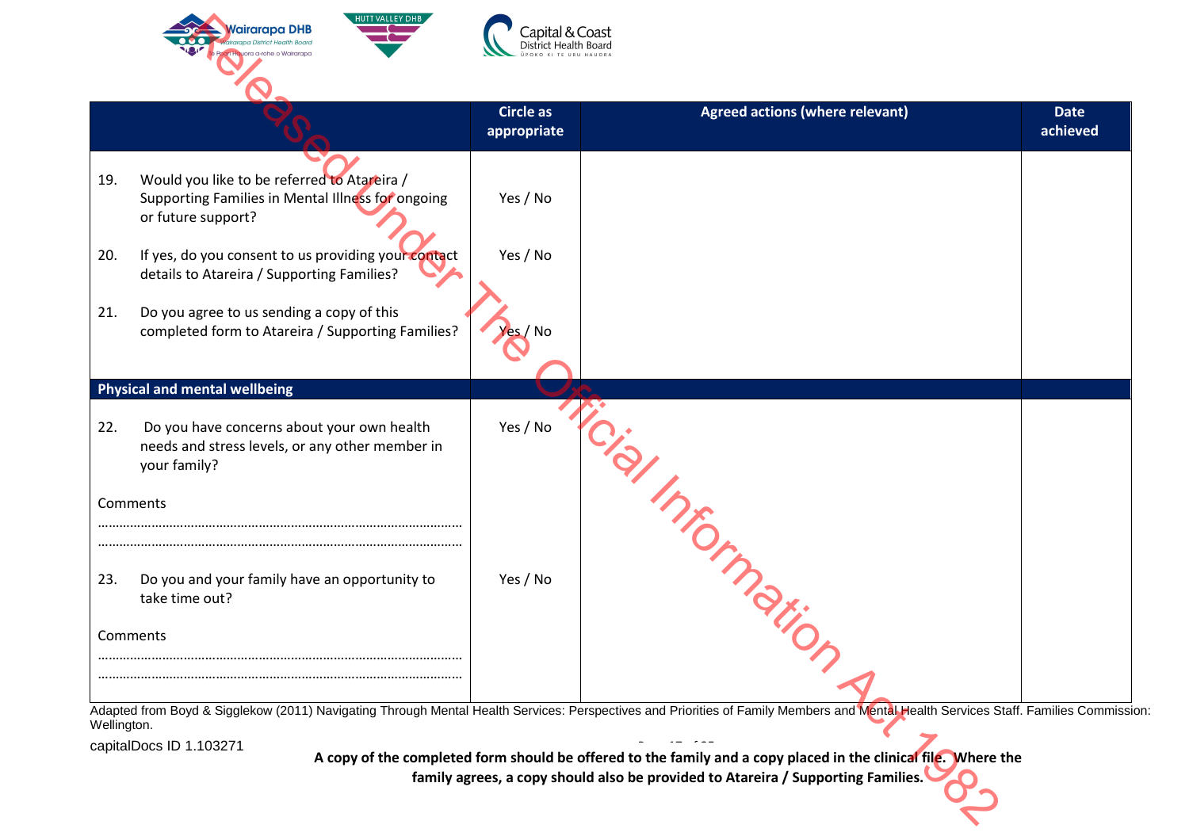| | Circle as appropriate | Agreed actions (where relevant) | Date achieved |
|---|---|---|---|
| 19. Would you like to be referred to Atareira / Supporting Families in Mental Illness for ongoing or future support? | Yes / No | | |
| 20. If yes, do you consent to us providing your contact details to Atareira / Supporting Families? | Yes / No | | |
| 21. Do you agree to us sending a copy of this completed form to Atareira / Supporting Families? | Yes / No | | |
| **Physical and mental wellbeing** | | | |
| 22. Do you have concerns about your own health needs and stress levels, or any other member in your family? Comments ……………………………………………………………………………………… ……………………………………………………………………………………… | Yes / No | | |
| 23. Do you and your family have an opportunity to take time out? Comments ……………………………………………………………………………………… ……………………………………………………………………………………… | Yes / No | | |

Adapted from Boyd & Sigglekow (2011) Navigating Through Mental Health Services: Perspectives and Priorities of Family Members and Mental Health Services Staff. Families Commission: Wellington.

capitalDocs ID 1.103271

**A copy of the completed form should be offered to the family and a copy placed in the clinical file. Where the family agrees, a copy should also be provided to Atareira / Supporting Families.**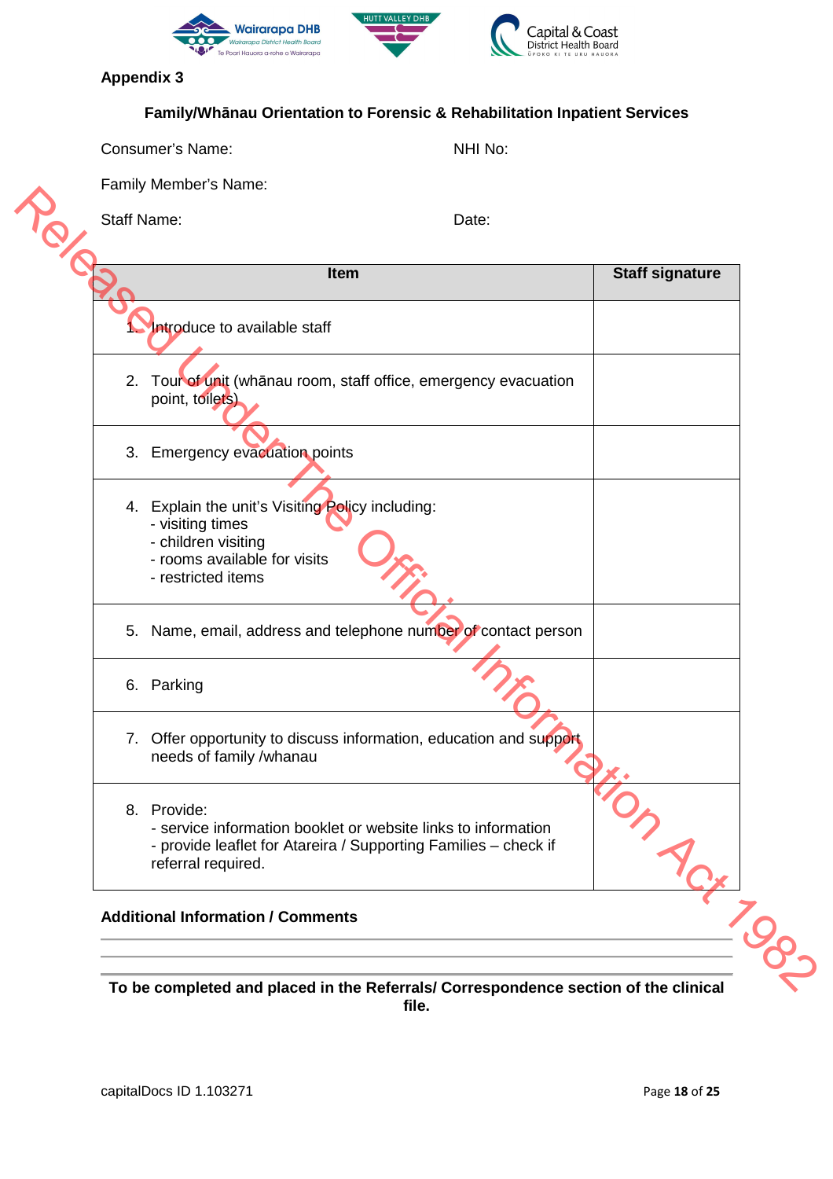**Appendix 3**

**Family/Whānau Orientation to Forensic & Rehabilitation Inpatient Services**

Consumer's Name: NHI No:

Family Member's Name:

Staff Name: Date:

| Item | Staff signature |
|---|---|
| 1. Introduce to available staff | |
| 2. Tour of unit (whānau room, staff office, emergency evacuation point, toilets) | |
| 3. Emergency evacuation points | |
| 4. Explain the unit's Visiting Policy including:<br>- visiting times<br>- children visiting<br>- rooms available for visits<br>- restricted items | |
| 5. Name, email, address and telephone number of contact person | |
| 6. Parking | |
| 7. Offer opportunity to discuss information, education and support needs of family /whanau | |
| 8. Provide:<br>- service information booklet or website links to information<br>- provide leaflet for Atareira / Supporting Families – check if referral required. | |

**Additional Information / Comments**

---

---

**To be completed and placed in the Referrals/ Correspondence section of the clinical file.**

capitalDocs ID 1.103271

Released Under The Official Information Act 1982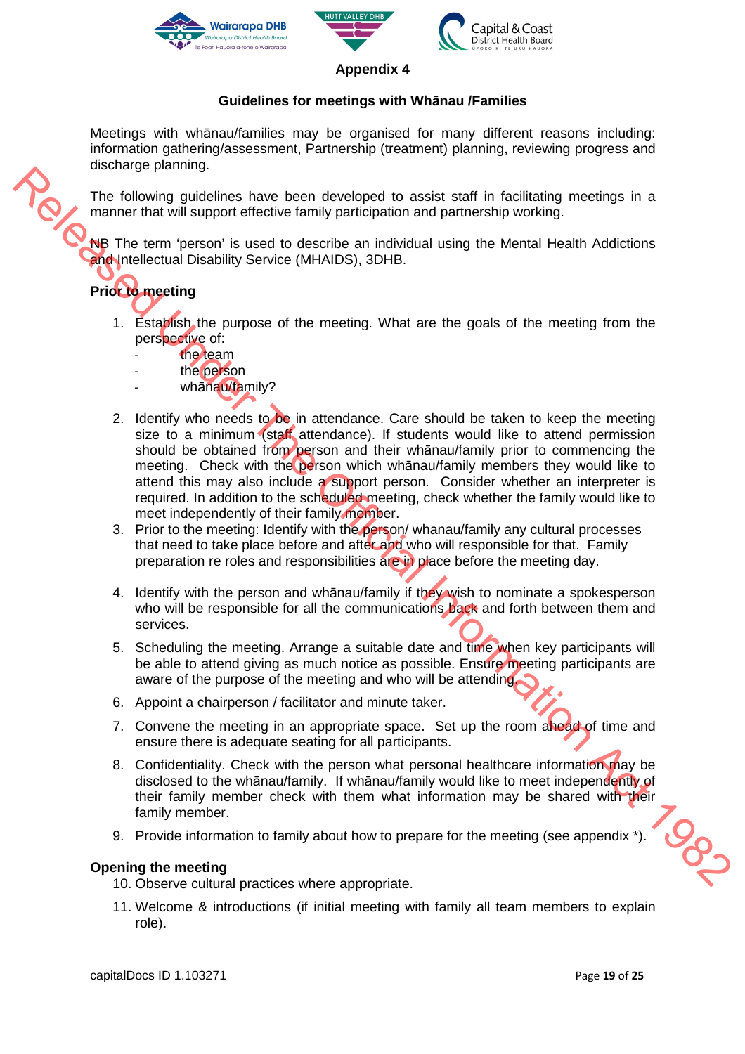## Appendix 4

### Guidelines for meetings with Whānau /Families

Meetings with whānau/families may be organised for many different reasons including: information gathering/assessment, Partnership (treatment) planning, reviewing progress and discharge planning.

The following guidelines have been developed to assist staff in facilitating meetings in a manner that will support effective family participation and partnership working.

NB The term 'person' is used to describe an individual using the Mental Health Addictions and Intellectual Disability Service (MHAIDS), 3DHB.

**Prior to meeting**

1. Establish the purpose of the meeting. What are the goals of the meeting from the perspective of:
   - the team
   - the person
   - whānau/family?
2. Identify who needs to be in attendance. Care should be taken to keep the meeting size to a minimum (staff attendance). If students would like to attend permission should be obtained from person and their whānau/family prior to commencing the meeting. Check with the person which whānau/family members they would like to attend this may also include a support person. Consider whether an interpreter is required. In addition to the scheduled meeting, check whether the family would like to meet independently of their family member.
3. Prior to the meeting: Identify with the person/ whanau/family any cultural processes that need to take place before and after and who will responsible for that. Family preparation re roles and responsibilities are in place before the meeting day.
4. Identify with the person and whānau/family if they wish to nominate a spokesperson who will be responsible for all the communications back and forth between them and services.
5. Scheduling the meeting. Arrange a suitable date and time when key participants will be able to attend giving as much notice as possible. Ensure meeting participants are aware of the purpose of the meeting and who will be attending.
6. Appoint a chairperson / facilitator and minute taker.
7. Convene the meeting in an appropriate space. Set up the room ahead of time and ensure there is adequate seating for all participants.
8. Confidentiality. Check with the person what personal healthcare information may be disclosed to the whānau/family. If whānau/family would like to meet independently of their family member check with them what information may be shared with their family member.
9. Provide information to family about how to prepare for the meeting (see appendix *).

**Opening the meeting**

10. Observe cultural practices where appropriate.
11. Welcome & introductions (if initial meeting with family all team members to explain role).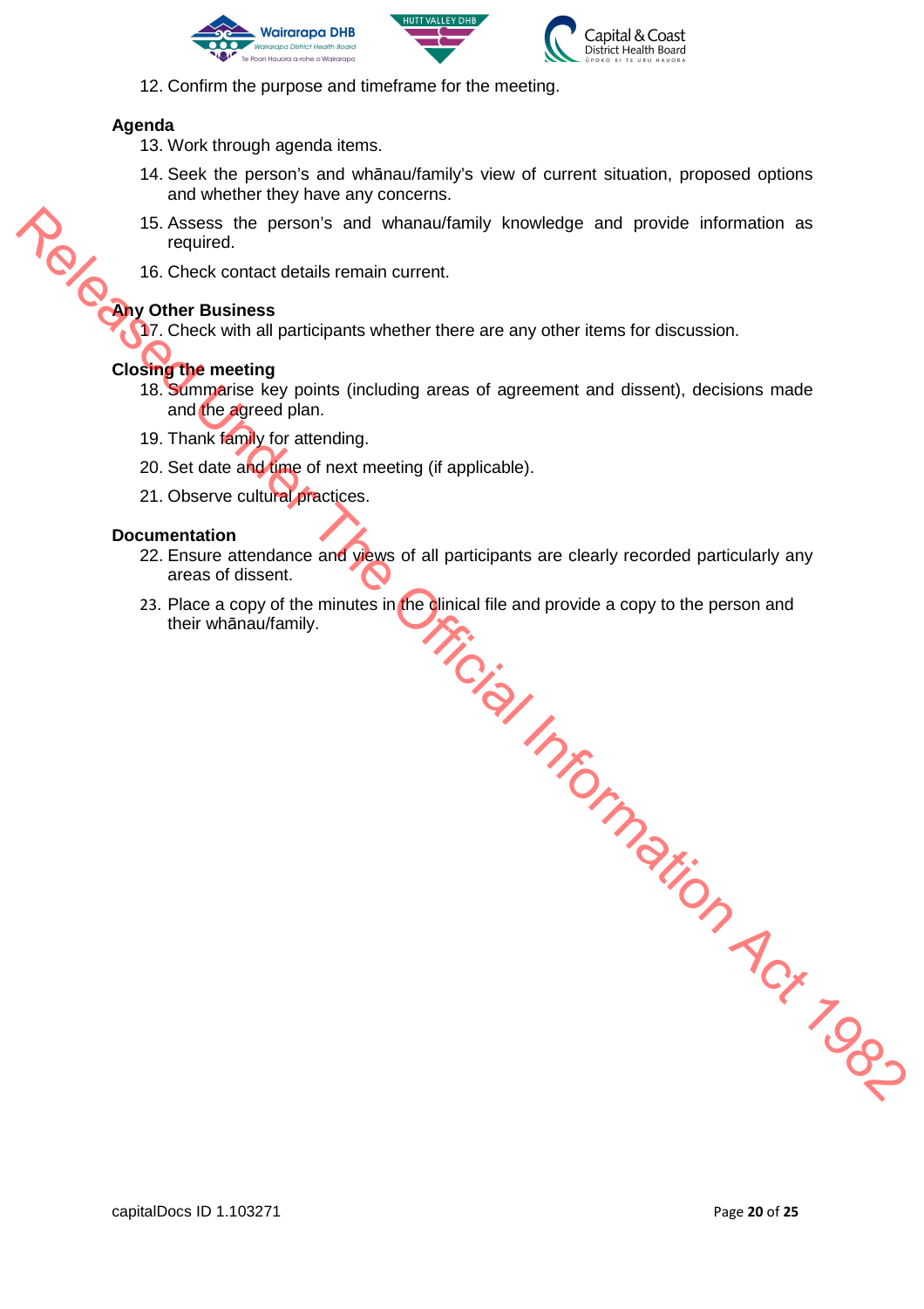12. Confirm the purpose and timeframe for the meeting.

**Agenda**

13. Work through agenda items.
14. Seek the person's and whānau/family's view of current situation, proposed options and whether they have any concerns.
15. Assess the person's and whanau/family knowledge and provide information as required.
16. Check contact details remain current.

**Any Other Business**

17. Check with all participants whether there are any other items for discussion.

**Closing the meeting**

18. Summarise key points (including areas of agreement and dissent), decisions made and the agreed plan.
19. Thank family for attending.
20. Set date and time of next meeting (if applicable).
21. Observe cultural practices.

**Documentation**

22. Ensure attendance and views of all participants are clearly recorded particularly any areas of dissent.
23. Place a copy of the minutes in the clinical file and provide a copy to the person and their whānau/family.

Released Under The Official Information Act 1982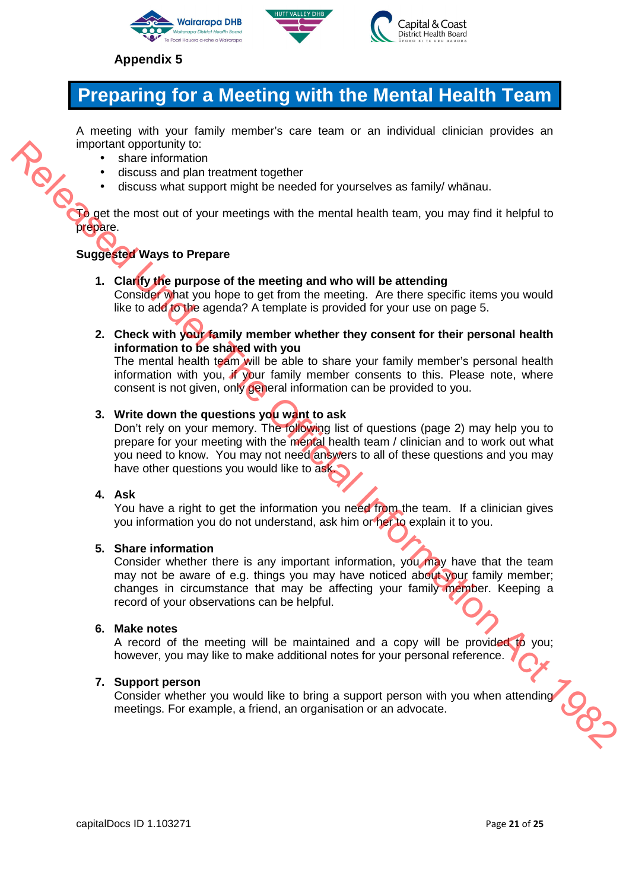Appendix 5

# Preparing for a Meeting with the Mental Health Team

A meeting with your family member's care team or an individual clinician provides an important opportunity to:

- share information
- discuss and plan treatment together
- discuss what support might be needed for yourselves as family/ whānau.

To get the most out of your meetings with the mental health team, you may find it helpful to prepare.

**Suggested Ways to Prepare**

1. **Clarify the purpose of the meeting and who will be attending**
   Consider what you hope to get from the meeting. Are there specific items you would like to add to the agenda? A template is provided for your use on page 5.

2. **Check with your family member whether they consent for their personal health information to be shared with you**
   The mental health team will be able to share your family member's personal health information with you, if your family member consents to this. Please note, where consent is not given, only general information can be provided to you.

3. **Write down the questions you want to ask**
   Don't rely on your memory. The following list of questions (page 2) may help you to prepare for your meeting with the mental health team / clinician and to work out what you need to know. You may not need answers to all of these questions and you may have other questions you would like to ask.

4. **Ask**
   You have a right to get the information you need from the team. If a clinician gives you information you do not understand, ask him or her to explain it to you.

5. **Share information**
   Consider whether there is any important information, you may have that the team may not be aware of e.g. things you may have noticed about your family member; changes in circumstance that may be affecting your family member. Keeping a record of your observations can be helpful.

6. **Make notes**
   A record of the meeting will be maintained and a copy will be provided to you; however, you may like to make additional notes for your personal reference.

7. **Support person**
   Consider whether you would like to bring a support person with you when attending meetings. For example, a friend, an organisation or an advocate.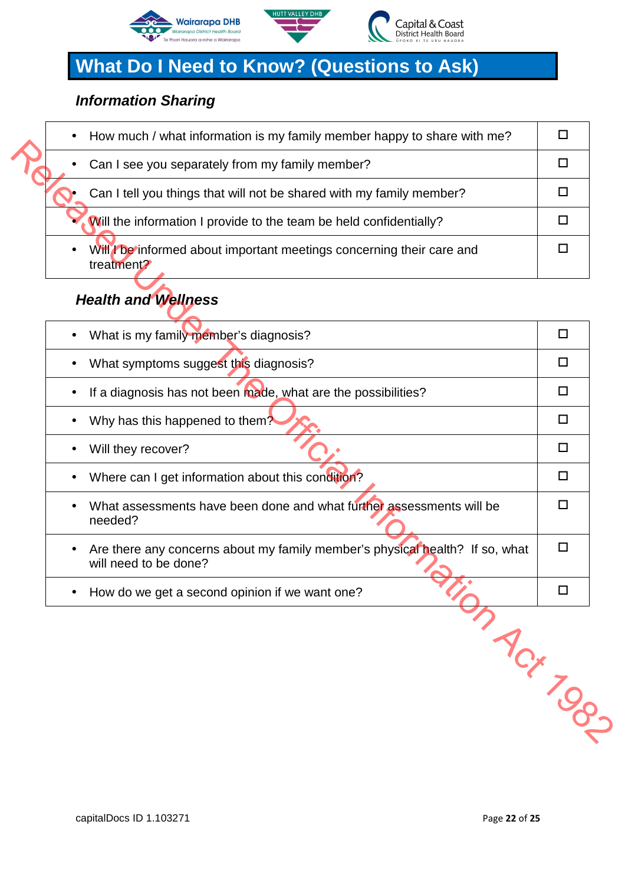# What Do I Need to Know? (Questions to Ask)

## *Information Sharing*

| | |
|---|---|
| • How much / what information is my family member happy to share with me? | ☐ |
| • Can I see you separately from my family member? | ☐ |
| • Can I tell you things that will not be shared with my family member? | ☐ |
| • Will the information I provide to the team be held confidentially? | ☐ |
| • Will I be informed about important meetings concerning their care and treatment? | ☐ |

## *Health and Wellness*

| | |
|---|---|
| • What is my family member's diagnosis? | ☐ |
| • What symptoms suggest this diagnosis? | ☐ |
| • If a diagnosis has not been made, what are the possibilities? | ☐ |
| • Why has this happened to them? | ☐ |
| • Will they recover? | ☐ |
| • Where can I get information about this condition? | ☐ |
| • What assessments have been done and what further assessments will be needed? | ☐ |
| • Are there any concerns about my family member's physical health? If so, what will need to be done? | ☐ |
| • How do we get a second opinion if we want one? | ☐ |

Released Under The Official Information Act 1982

capitalDocs ID 1.103271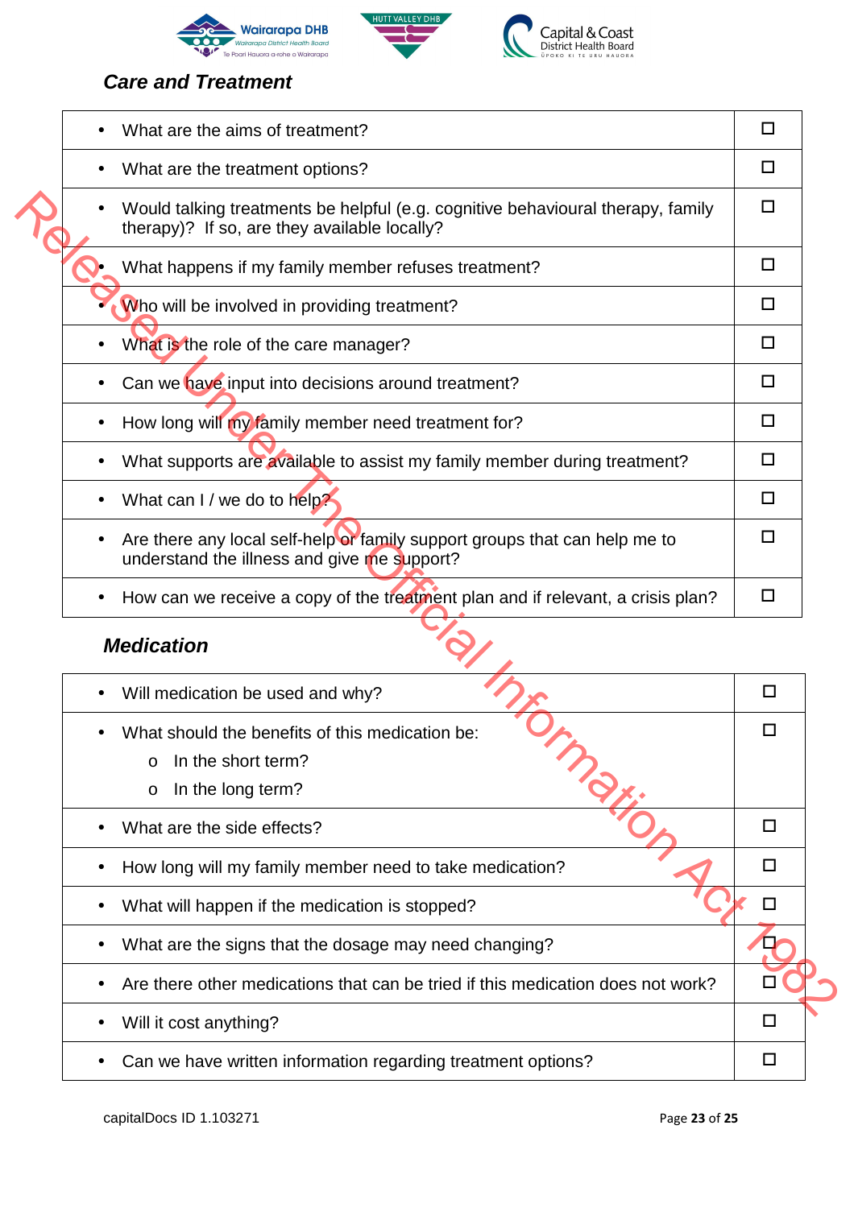## Care and Treatment

| | |
|---|---|
| • What are the aims of treatment? | ☐ |
| • What are the treatment options? | ☐ |
| • Would talking treatments be helpful (e.g. cognitive behavioural therapy, family therapy)? If so, are they available locally? | ☐ |
| • What happens if my family member refuses treatment? | ☐ |
| • Who will be involved in providing treatment? | ☐ |
| • What is the role of the care manager? | ☐ |
| • Can we have input into decisions around treatment? | ☐ |
| • How long will my family member need treatment for? | ☐ |
| • What supports are available to assist my family member during treatment? | ☐ |
| • What can I / we do to help? | ☐ |
| • Are there any local self-help or family support groups that can help me to understand the illness and give me support? | ☐ |
| • How can we receive a copy of the treatment plan and if relevant, a crisis plan? | ☐ |

## Medication

| | |
|---|---|
| • Will medication be used and why? | ☐ |
| • What should the benefits of this medication be:<br>o In the short term?<br>o In the long term? | ☐ |
| • What are the side effects? | ☐ |
| • How long will my family member need to take medication? | ☐ |
| • What will happen if the medication is stopped? | ☐ |
| • What are the signs that the dosage may need changing? | ☐ |
| • Are there other medications that can be tried if this medication does not work? | ☐ |
| • Will it cost anything? | ☐ |
| • Can we have written information regarding treatment options? | ☐ |

capitalDocs ID 1.103271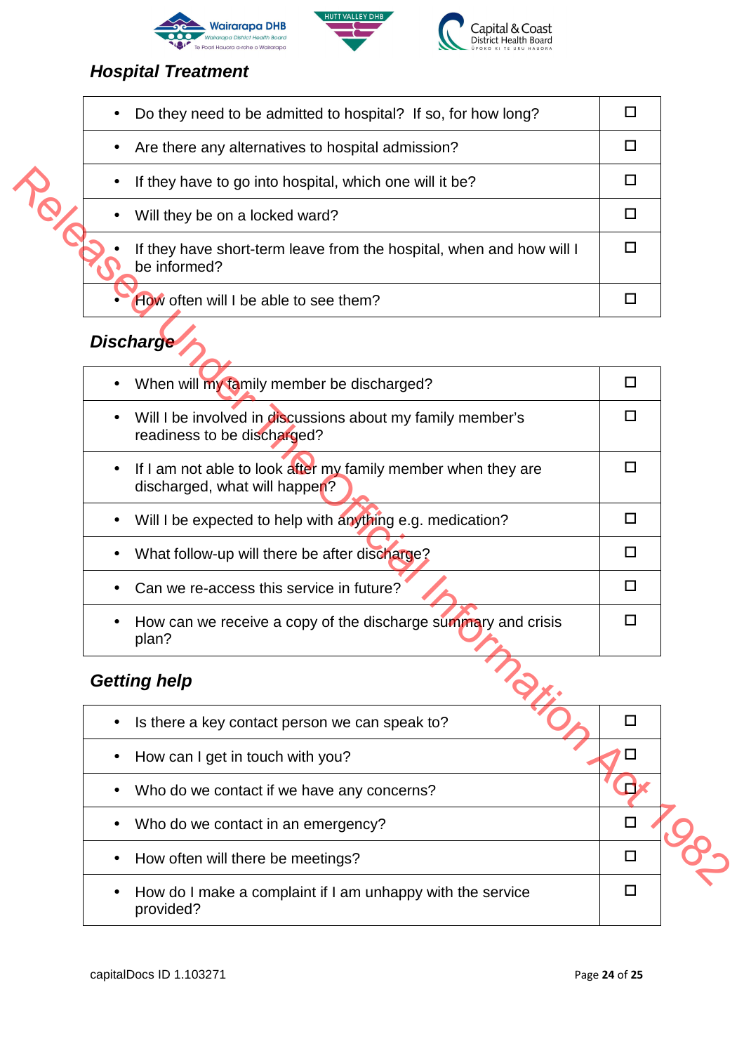### *Hospital Treatment*

| | |
|---|---|
| • Do they need to be admitted to hospital? If so, for how long? | ☐ |
| • Are there any alternatives to hospital admission? | ☐ |
| • If they have to go into hospital, which one will it be? | ☐ |
| • Will they be on a locked ward? | ☐ |
| • If they have short-term leave from the hospital, when and how will I be informed? | ☐ |
| • How often will I be able to see them? | ☐ |

### *Discharge*

| | |
|---|---|
| • When will my family member be discharged? | ☐ |
| • Will I be involved in discussions about my family member's readiness to be discharged? | ☐ |
| • If I am not able to look after my family member when they are discharged, what will happen? | ☐ |
| • Will I be expected to help with anything e.g. medication? | ☐ |
| • What follow-up will there be after discharge? | ☐ |
| • Can we re-access this service in future? | ☐ |
| • How can we receive a copy of the discharge summary and crisis plan? | ☐ |

### *Getting help*

| | |
|---|---|
| • Is there a key contact person we can speak to? | ☐ |
| • How can I get in touch with you? | ☐ |
| • Who do we contact if we have any concerns? | ☐ |
| • Who do we contact in an emergency? | ☐ |
| • How often will there be meetings? | ☐ |
| • How do I make a complaint if I am unhappy with the service provided? | ☐ |

capitalDocs ID 1.103271

Released Under The Official Information Act 1982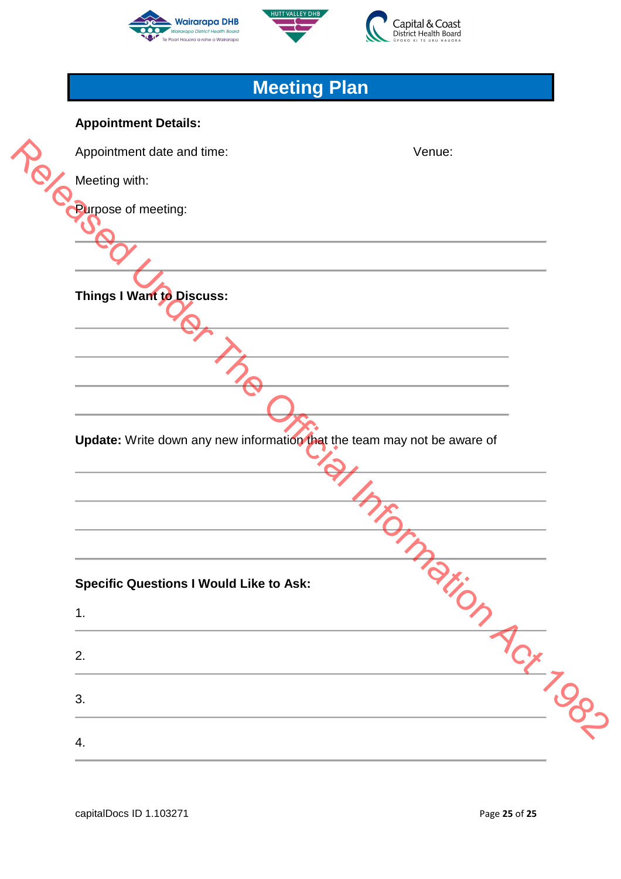# Meeting Plan

**Appointment Details:**

Appointment date and time: Venue:

Meeting with:

Purpose of meeting:

**Things I Want to Discuss:**

**Update:** Write down any new information that the team may not be aware of

**Specific Questions I Would Like to Ask:**

1.

2.

3.

4.

Released Under The Official Information Act 1982

capitalDocs ID 1.103271